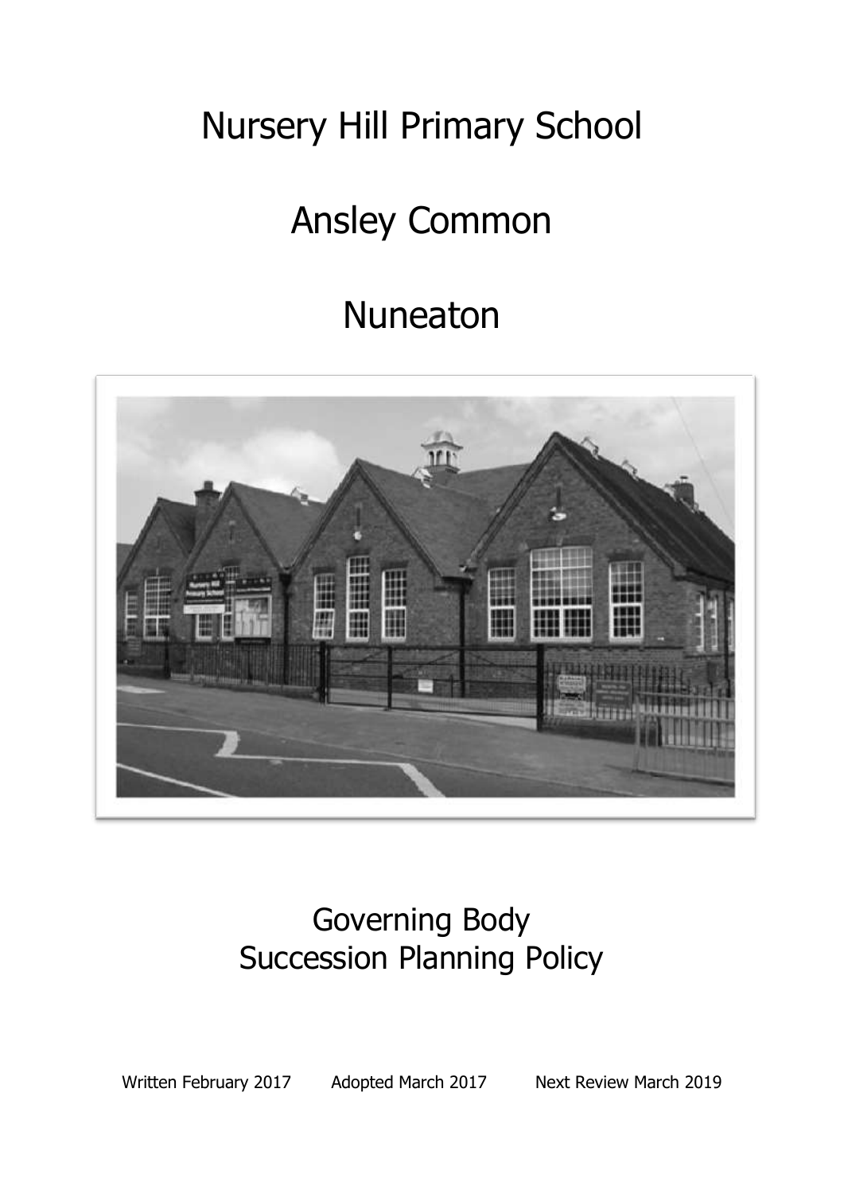# Nursery Hill Primary School

# Ansley Common

# Nuneaton

## Governing Body Succession Planning Policy

Written February 2017 Adopted March 2017 Next Review March 2019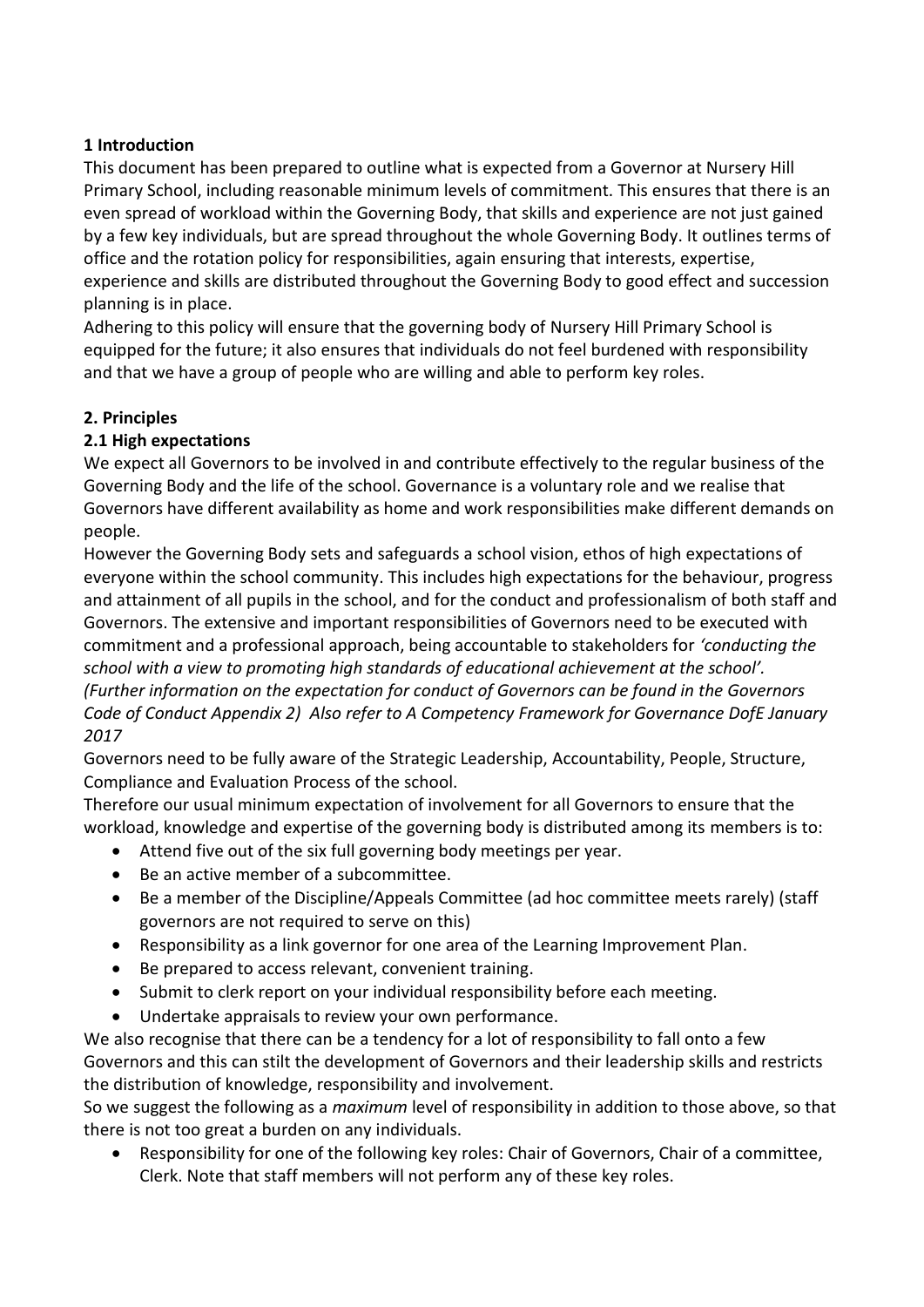**1 Introduction**

This document has been prepared to outline what is expected from a Governor at Nursery Hill Primary School, including reasonable minimum levels of commitment. This ensures that there is an even spread of workload within the Governing Body, that skills and experience are not just gained by a few key individuals, but are spread throughout the whole Governing Body. It outlines terms of office and the rotation policy for responsibilities, again ensuring that interests, expertise, experience and skills are distributed throughout the Governing Body to good effect and succession planning is in place.

Adhering to this policy will ensure that the governing body of Nursery Hill Primary School is equipped for the future; it also ensures that individuals do not feel burdened with responsibility and that we have a group of people who are willing and able to perform key roles.

**2. Principles**

**2.1 High expectations**

We expect all Governors to be involved in and contribute effectively to the regular business of the Governing Body and the life of the school. Governance is a voluntary role and we realise that Governors have different availability as home and work responsibilities make different demands on people.

However the Governing Body sets and safeguards a school vision, ethos of high expectations of everyone within the school community. This includes high expectations for the behaviour, progress and attainment of all pupils in the school, and for the conduct and professionalism of both staff and Governors. The extensive and important responsibilities of Governors need to be executed with commitment and a professional approach, being accountable to stakeholders for *'conducting the school with a view to promoting high standards of educational achievement at the school'. (Further information on the expectation for conduct of Governors can be found in the Governors Code of Conduct Appendix 2) Also refer to A Competency Framework for Governance DofE January 2017*

Governors need to be fully aware of the Strategic Leadership, Accountability, People, Structure, Compliance and Evaluation Process of the school.

Therefore our usual minimum expectation of involvement for all Governors to ensure that the workload, knowledge and expertise of the governing body is distributed among its members is to:

- Attend five out of the six full governing body meetings per year.
- Be an active member of a subcommittee.
- Be a member of the Discipline/Appeals Committee (ad hoc committee meets rarely) (staff governors are not required to serve on this)
- Responsibility as a link governor for one area of the Learning Improvement Plan.
- Be prepared to access relevant, convenient training.
- Submit to clerk report on your individual responsibility before each meeting.
- Undertake appraisals to review your own performance.

We also recognise that there can be a tendency for a lot of responsibility to fall onto a few Governors and this can stilt the development of Governors and their leadership skills and restricts the distribution of knowledge, responsibility and involvement.

So we suggest the following as a *maximum* level of responsibility in addition to those above, so that there is not too great a burden on any individuals.

- Responsibility for one of the following key roles: Chair of Governors, Chair of a committee, Clerk. Note that staff members will not perform any of these key roles.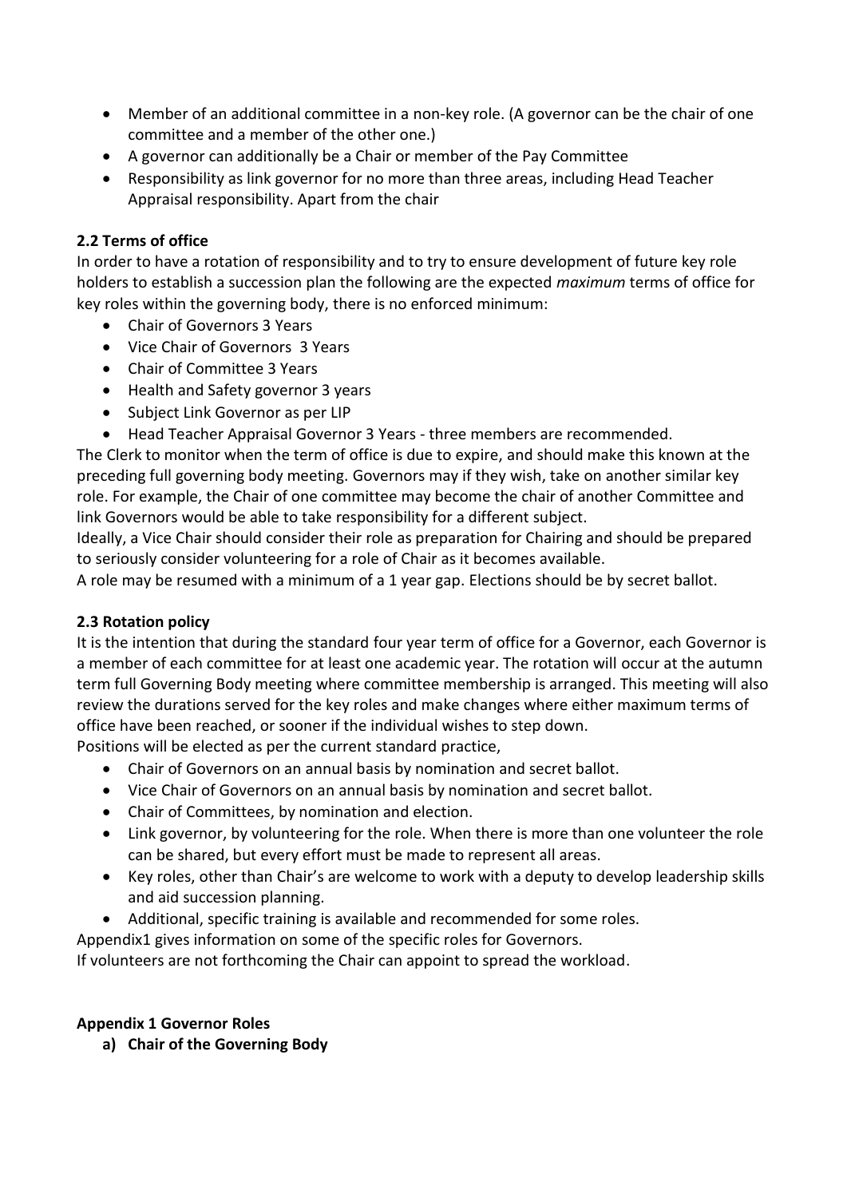- Member of an additional committee in a non-key role. (A governor can be the chair of one committee and a member of the other one.)
- A governor can additionally be a Chair or member of the Pay Committee
- Responsibility as link governor for no more than three areas, including Head Teacher Appraisal responsibility. Apart from the chair

**2.2 Terms of office**

In order to have a rotation of responsibility and to try to ensure development of future key role holders to establish a succession plan the following are the expected *maximum* terms of office for key roles within the governing body, there is no enforced minimum:

- Chair of Governors 3 Years
- Vice Chair of Governors 3 Years
- Chair of Committee 3 Years
- Health and Safety governor 3 years
- Subject Link Governor as per LIP
- Head Teacher Appraisal Governor 3 Years - three members are recommended.

The Clerk to monitor when the term of office is due to expire, and should make this known at the preceding full governing body meeting. Governors may if they wish, take on another similar key role. For example, the Chair of one committee may become the chair of another Committee and link Governors would be able to take responsibility for a different subject.

Ideally, a Vice Chair should consider their role as preparation for Chairing and should be prepared to seriously consider volunteering for a role of Chair as it becomes available.

A role may be resumed with a minimum of a 1 year gap. Elections should be by secret ballot.

**2.3 Rotation policy**

It is the intention that during the standard four year term of office for a Governor, each Governor is a member of each committee for at least one academic year. The rotation will occur at the autumn term full Governing Body meeting where committee membership is arranged. This meeting will also review the durations served for the key roles and make changes where either maximum terms of office have been reached, or sooner if the individual wishes to step down.

Positions will be elected as per the current standard practice,

- Chair of Governors on an annual basis by nomination and secret ballot.
- Vice Chair of Governors on an annual basis by nomination and secret ballot.
- Chair of Committees, by nomination and election.
- Link governor, by volunteering for the role. When there is more than one volunteer the role can be shared, but every effort must be made to represent all areas.
- Key roles, other than Chair's are welcome to work with a deputy to develop leadership skills and aid succession planning.
- Additional, specific training is available and recommended for some roles.

Appendix1 gives information on some of the specific roles for Governors.

If volunteers are not forthcoming the Chair can appoint to spread the workload.

**Appendix 1 Governor Roles**

**a) Chair of the Governing Body**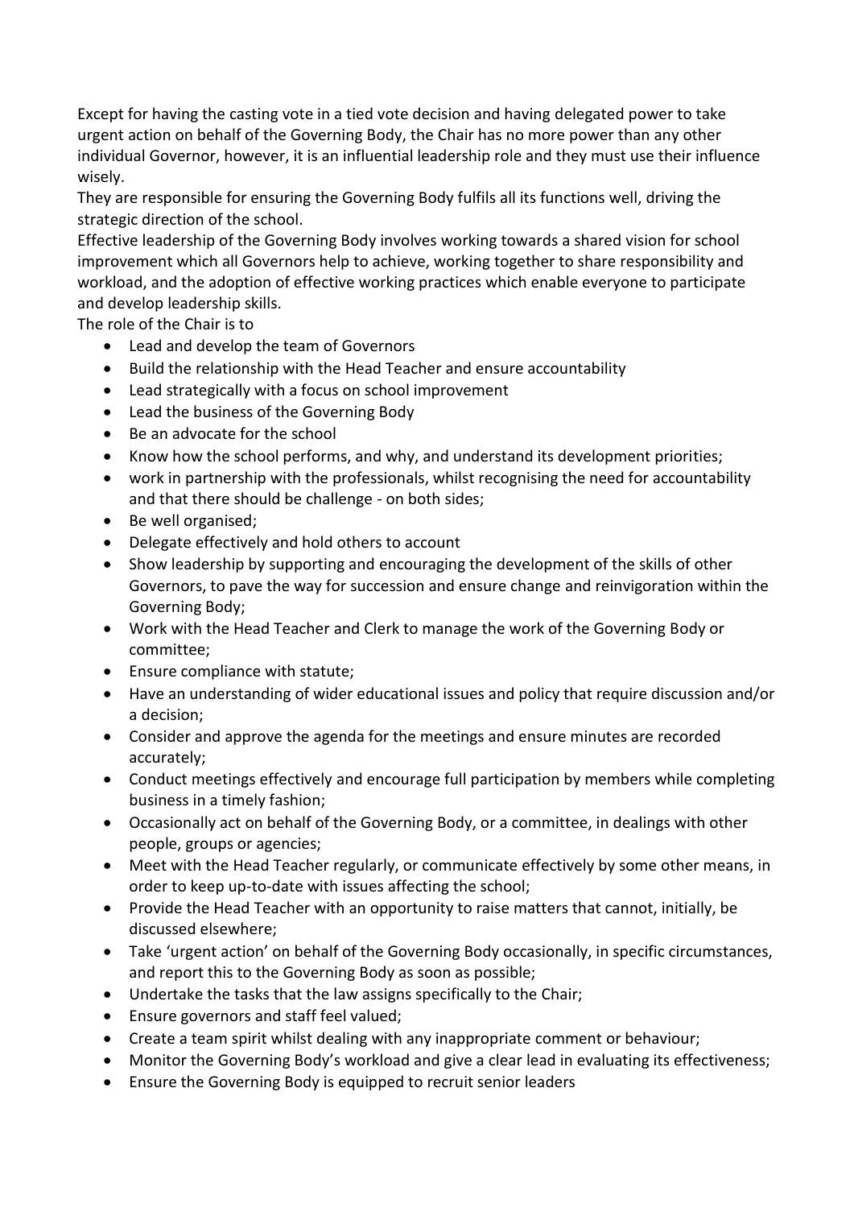Except for having the casting vote in a tied vote decision and having delegated power to take urgent action on behalf of the Governing Body, the Chair has no more power than any other individual Governor, however, it is an influential leadership role and they must use their influence wisely.

They are responsible for ensuring the Governing Body fulfils all its functions well, driving the strategic direction of the school.

Effective leadership of the Governing Body involves working towards a shared vision for school improvement which all Governors help to achieve, working together to share responsibility and workload, and the adoption of effective working practices which enable everyone to participate and develop leadership skills.

The role of the Chair is to

- Lead and develop the team of Governors
- Build the relationship with the Head Teacher and ensure accountability
- Lead strategically with a focus on school improvement
- Lead the business of the Governing Body
- Be an advocate for the school
- Know how the school performs, and why, and understand its development priorities;
- work in partnership with the professionals, whilst recognising the need for accountability and that there should be challenge - on both sides;
- Be well organised;
- Delegate effectively and hold others to account
- Show leadership by supporting and encouraging the development of the skills of other Governors, to pave the way for succession and ensure change and reinvigoration within the Governing Body;
- Work with the Head Teacher and Clerk to manage the work of the Governing Body or committee;
- Ensure compliance with statute;
- Have an understanding of wider educational issues and policy that require discussion and/or a decision;
- Consider and approve the agenda for the meetings and ensure minutes are recorded accurately;
- Conduct meetings effectively and encourage full participation by members while completing business in a timely fashion;
- Occasionally act on behalf of the Governing Body, or a committee, in dealings with other people, groups or agencies;
- Meet with the Head Teacher regularly, or communicate effectively by some other means, in order to keep up-to-date with issues affecting the school;
- Provide the Head Teacher with an opportunity to raise matters that cannot, initially, be discussed elsewhere;
- Take 'urgent action' on behalf of the Governing Body occasionally, in specific circumstances, and report this to the Governing Body as soon as possible;
- Undertake the tasks that the law assigns specifically to the Chair;
- Ensure governors and staff feel valued;
- Create a team spirit whilst dealing with any inappropriate comment or behaviour;
- Monitor the Governing Body's workload and give a clear lead in evaluating its effectiveness;
- Ensure the Governing Body is equipped to recruit senior leaders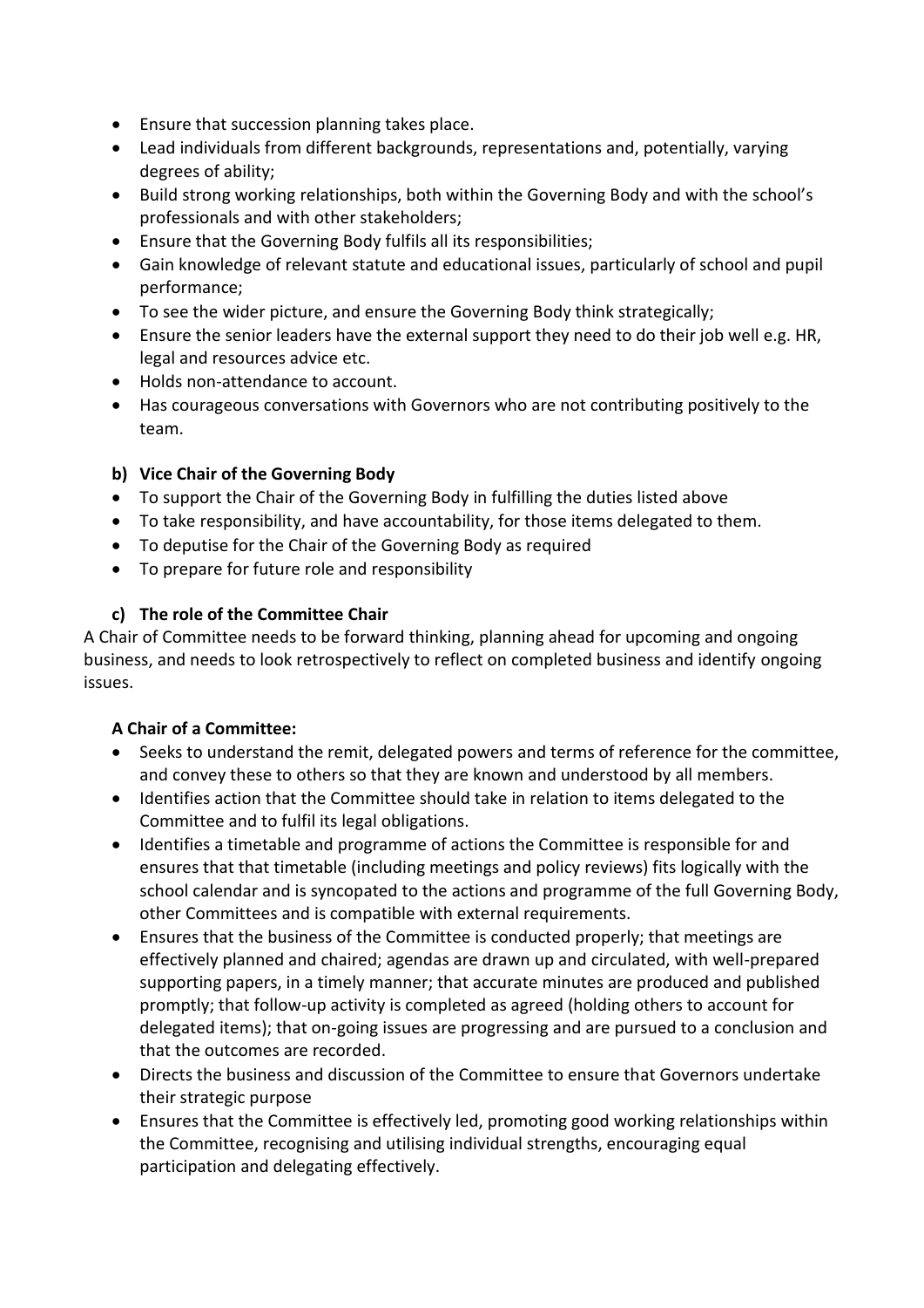- Ensure that succession planning takes place.
- Lead individuals from different backgrounds, representations and, potentially, varying degrees of ability;
- Build strong working relationships, both within the Governing Body and with the school's professionals and with other stakeholders;
- Ensure that the Governing Body fulfils all its responsibilities;
- Gain knowledge of relevant statute and educational issues, particularly of school and pupil performance;
- To see the wider picture, and ensure the Governing Body think strategically;
- Ensure the senior leaders have the external support they need to do their job well e.g. HR, legal and resources advice etc.
- Holds non-attendance to account.
- Has courageous conversations with Governors who are not contributing positively to the team.

**b) Vice Chair of the Governing Body**

- To support the Chair of the Governing Body in fulfilling the duties listed above
- To take responsibility, and have accountability, for those items delegated to them.
- To deputise for the Chair of the Governing Body as required
- To prepare for future role and responsibility

**c) The role of the Committee Chair**

A Chair of Committee needs to be forward thinking, planning ahead for upcoming and ongoing business, and needs to look retrospectively to reflect on completed business and identify ongoing issues.

**A Chair of a Committee:**

- Seeks to understand the remit, delegated powers and terms of reference for the committee, and convey these to others so that they are known and understood by all members.
- Identifies action that the Committee should take in relation to items delegated to the Committee and to fulfil its legal obligations.
- Identifies a timetable and programme of actions the Committee is responsible for and ensures that that timetable (including meetings and policy reviews) fits logically with the school calendar and is syncopated to the actions and programme of the full Governing Body, other Committees and is compatible with external requirements.
- Ensures that the business of the Committee is conducted properly; that meetings are effectively planned and chaired; agendas are drawn up and circulated, with well-prepared supporting papers, in a timely manner; that accurate minutes are produced and published promptly; that follow-up activity is completed as agreed (holding others to account for delegated items); that on-going issues are progressing and are pursued to a conclusion and that the outcomes are recorded.
- Directs the business and discussion of the Committee to ensure that Governors undertake their strategic purpose
- Ensures that the Committee is effectively led, promoting good working relationships within the Committee, recognising and utilising individual strengths, encouraging equal participation and delegating effectively.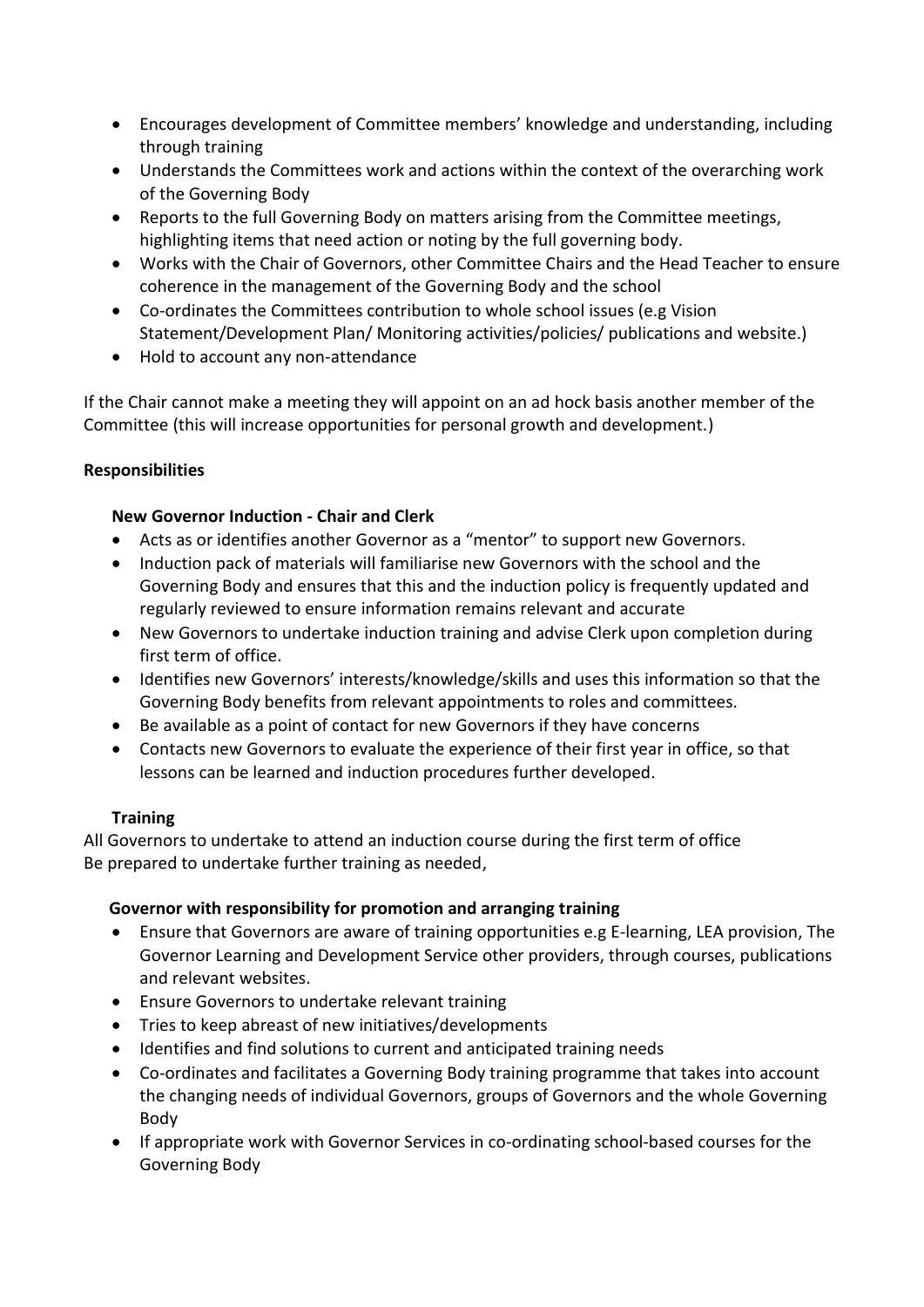- Encourages development of Committee members' knowledge and understanding, including through training
- Understands the Committees work and actions within the context of the overarching work of the Governing Body
- Reports to the full Governing Body on matters arising from the Committee meetings, highlighting items that need action or noting by the full governing body.
- Works with the Chair of Governors, other Committee Chairs and the Head Teacher to ensure coherence in the management of the Governing Body and the school
- Co-ordinates the Committees contribution to whole school issues (e.g Vision Statement/Development Plan/ Monitoring activities/policies/ publications and website.)
- Hold to account any non-attendance

If the Chair cannot make a meeting they will appoint on an ad hock basis another member of the Committee (this will increase opportunities for personal growth and development.)

**Responsibilities**

**New Governor Induction - Chair and Clerk**

- Acts as or identifies another Governor as a "mentor" to support new Governors.
- Induction pack of materials will familiarise new Governors with the school and the Governing Body and ensures that this and the induction policy is frequently updated and regularly reviewed to ensure information remains relevant and accurate
- New Governors to undertake induction training and advise Clerk upon completion during first term of office.
- Identifies new Governors' interests/knowledge/skills and uses this information so that the Governing Body benefits from relevant appointments to roles and committees.
- Be available as a point of contact for new Governors if they have concerns
- Contacts new Governors to evaluate the experience of their first year in office, so that lessons can be learned and induction procedures further developed.

**Training**

All Governors to undertake to attend an induction course during the first term of office
Be prepared to undertake further training as needed,

**Governor with responsibility for promotion and arranging training**

- Ensure that Governors are aware of training opportunities e.g E-learning, LEA provision, The Governor Learning and Development Service other providers, through courses, publications and relevant websites.
- Ensure Governors to undertake relevant training
- Tries to keep abreast of new initiatives/developments
- Identifies and find solutions to current and anticipated training needs
- Co-ordinates and facilitates a Governing Body training programme that takes into account the changing needs of individual Governors, groups of Governors and the whole Governing Body
- If appropriate work with Governor Services in co-ordinating school-based courses for the Governing Body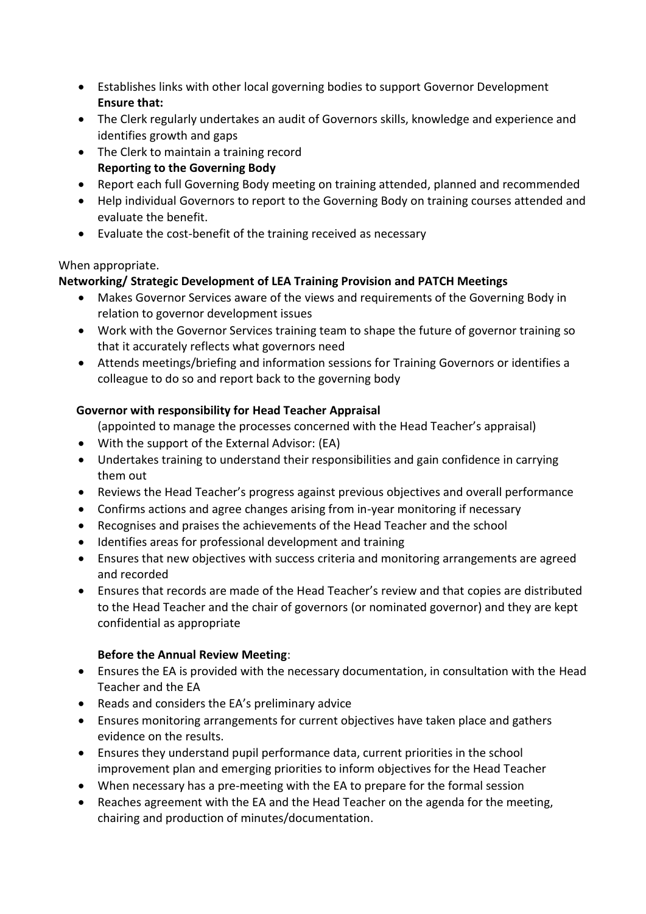- Establishes links with other local governing bodies to support Governor Development

**Ensure that:**

- The Clerk regularly undertakes an audit of Governors skills, knowledge and experience and identifies growth and gaps
- The Clerk to maintain a training record

**Reporting to the Governing Body**

- Report each full Governing Body meeting on training attended, planned and recommended
- Help individual Governors to report to the Governing Body on training courses attended and evaluate the benefit.
- Evaluate the cost-benefit of the training received as necessary

When appropriate.

**Networking/ Strategic Development of LEA Training Provision and PATCH Meetings**

- Makes Governor Services aware of the views and requirements of the Governing Body in relation to governor development issues
- Work with the Governor Services training team to shape the future of governor training so that it accurately reflects what governors need
- Attends meetings/briefing and information sessions for Training Governors or identifies a colleague to do so and report back to the governing body

**Governor with responsibility for Head Teacher Appraisal**

(appointed to manage the processes concerned with the Head Teacher's appraisal)

- With the support of the External Advisor: (EA)
- Undertakes training to understand their responsibilities and gain confidence in carrying them out
- Reviews the Head Teacher's progress against previous objectives and overall performance
- Confirms actions and agree changes arising from in-year monitoring if necessary
- Recognises and praises the achievements of the Head Teacher and the school
- Identifies areas for professional development and training
- Ensures that new objectives with success criteria and monitoring arrangements are agreed and recorded
- Ensures that records are made of the Head Teacher's review and that copies are distributed to the Head Teacher and the chair of governors (or nominated governor) and they are kept confidential as appropriate

**Before the Annual Review Meeting**:

- Ensures the EA is provided with the necessary documentation, in consultation with the Head Teacher and the EA
- Reads and considers the EA's preliminary advice
- Ensures monitoring arrangements for current objectives have taken place and gathers evidence on the results.
- Ensures they understand pupil performance data, current priorities in the school improvement plan and emerging priorities to inform objectives for the Head Teacher
- When necessary has a pre-meeting with the EA to prepare for the formal session
- Reaches agreement with the EA and the Head Teacher on the agenda for the meeting, chairing and production of minutes/documentation.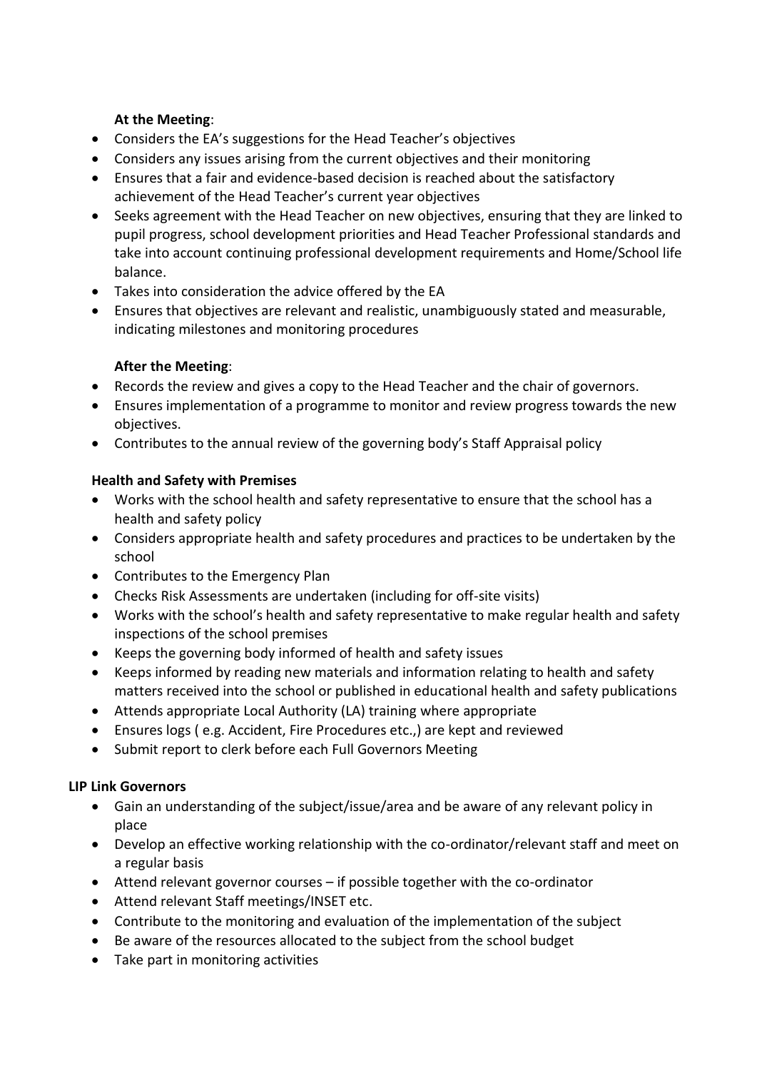**At the Meeting**:

- Considers the EA's suggestions for the Head Teacher's objectives
- Considers any issues arising from the current objectives and their monitoring
- Ensures that a fair and evidence-based decision is reached about the satisfactory achievement of the Head Teacher's current year objectives
- Seeks agreement with the Head Teacher on new objectives, ensuring that they are linked to pupil progress, school development priorities and Head Teacher Professional standards and take into account continuing professional development requirements and Home/School life balance.
- Takes into consideration the advice offered by the EA
- Ensures that objectives are relevant and realistic, unambiguously stated and measurable, indicating milestones and monitoring procedures

**After the Meeting**:

- Records the review and gives a copy to the Head Teacher and the chair of governors.
- Ensures implementation of a programme to monitor and review progress towards the new objectives.
- Contributes to the annual review of the governing body's Staff Appraisal policy

**Health and Safety with Premises**

- Works with the school health and safety representative to ensure that the school has a health and safety policy
- Considers appropriate health and safety procedures and practices to be undertaken by the school
- Contributes to the Emergency Plan
- Checks Risk Assessments are undertaken (including for off-site visits)
- Works with the school's health and safety representative to make regular health and safety inspections of the school premises
- Keeps the governing body informed of health and safety issues
- Keeps informed by reading new materials and information relating to health and safety matters received into the school or published in educational health and safety publications
- Attends appropriate Local Authority (LA) training where appropriate
- Ensures logs ( e.g. Accident, Fire Procedures etc.,) are kept and reviewed
- Submit report to clerk before each Full Governors Meeting

**LIP Link Governors**

- Gain an understanding of the subject/issue/area and be aware of any relevant policy in place
- Develop an effective working relationship with the co-ordinator/relevant staff and meet on a regular basis
- Attend relevant governor courses – if possible together with the co-ordinator
- Attend relevant Staff meetings/INSET etc.
- Contribute to the monitoring and evaluation of the implementation of the subject
- Be aware of the resources allocated to the subject from the school budget
- Take part in monitoring activities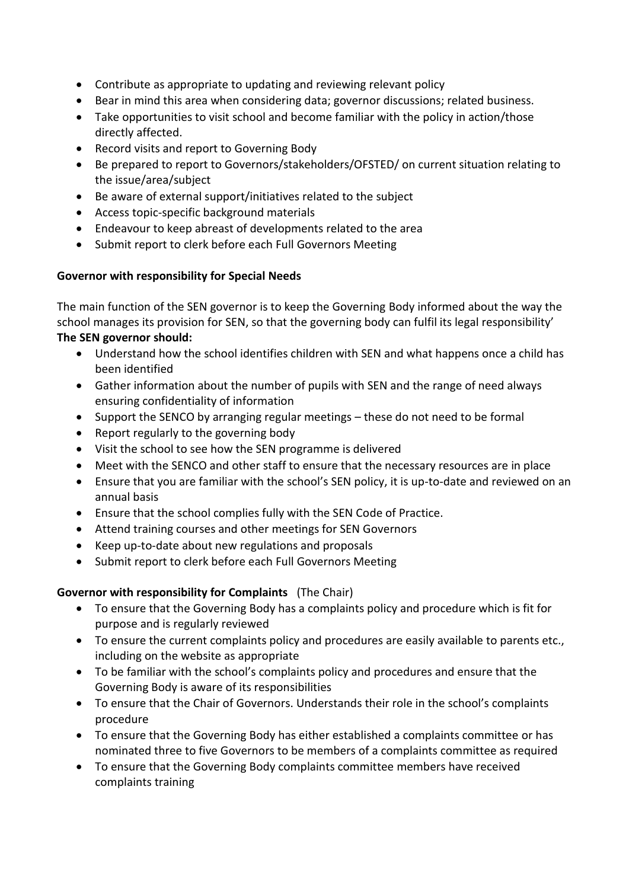- Contribute as appropriate to updating and reviewing relevant policy
- Bear in mind this area when considering data; governor discussions; related business.
- Take opportunities to visit school and become familiar with the policy in action/those directly affected.
- Record visits and report to Governing Body
- Be prepared to report to Governors/stakeholders/OFSTED/ on current situation relating to the issue/area/subject
- Be aware of external support/initiatives related to the subject
- Access topic-specific background materials
- Endeavour to keep abreast of developments related to the area
- Submit report to clerk before each Full Governors Meeting

**Governor with responsibility for Special Needs**

The main function of the SEN governor is to keep the Governing Body informed about the way the school manages its provision for SEN, so that the governing body can fulfil its legal responsibility'

**The SEN governor should:**

- Understand how the school identifies children with SEN and what happens once a child has been identified
- Gather information about the number of pupils with SEN and the range of need always ensuring confidentiality of information
- Support the SENCO by arranging regular meetings – these do not need to be formal
- Report regularly to the governing body
- Visit the school to see how the SEN programme is delivered
- Meet with the SENCO and other staff to ensure that the necessary resources are in place
- Ensure that you are familiar with the school's SEN policy, it is up-to-date and reviewed on an annual basis
- Ensure that the school complies fully with the SEN Code of Practice.
- Attend training courses and other meetings for SEN Governors
- Keep up-to-date about new regulations and proposals
- Submit report to clerk before each Full Governors Meeting

**Governor with responsibility for Complaints** (The Chair)

- To ensure that the Governing Body has a complaints policy and procedure which is fit for purpose and is regularly reviewed
- To ensure the current complaints policy and procedures are easily available to parents etc., including on the website as appropriate
- To be familiar with the school's complaints policy and procedures and ensure that the Governing Body is aware of its responsibilities
- To ensure that the Chair of Governors. Understands their role in the school's complaints procedure
- To ensure that the Governing Body has either established a complaints committee or has nominated three to five Governors to be members of a complaints committee as required
- To ensure that the Governing Body complaints committee members have received complaints training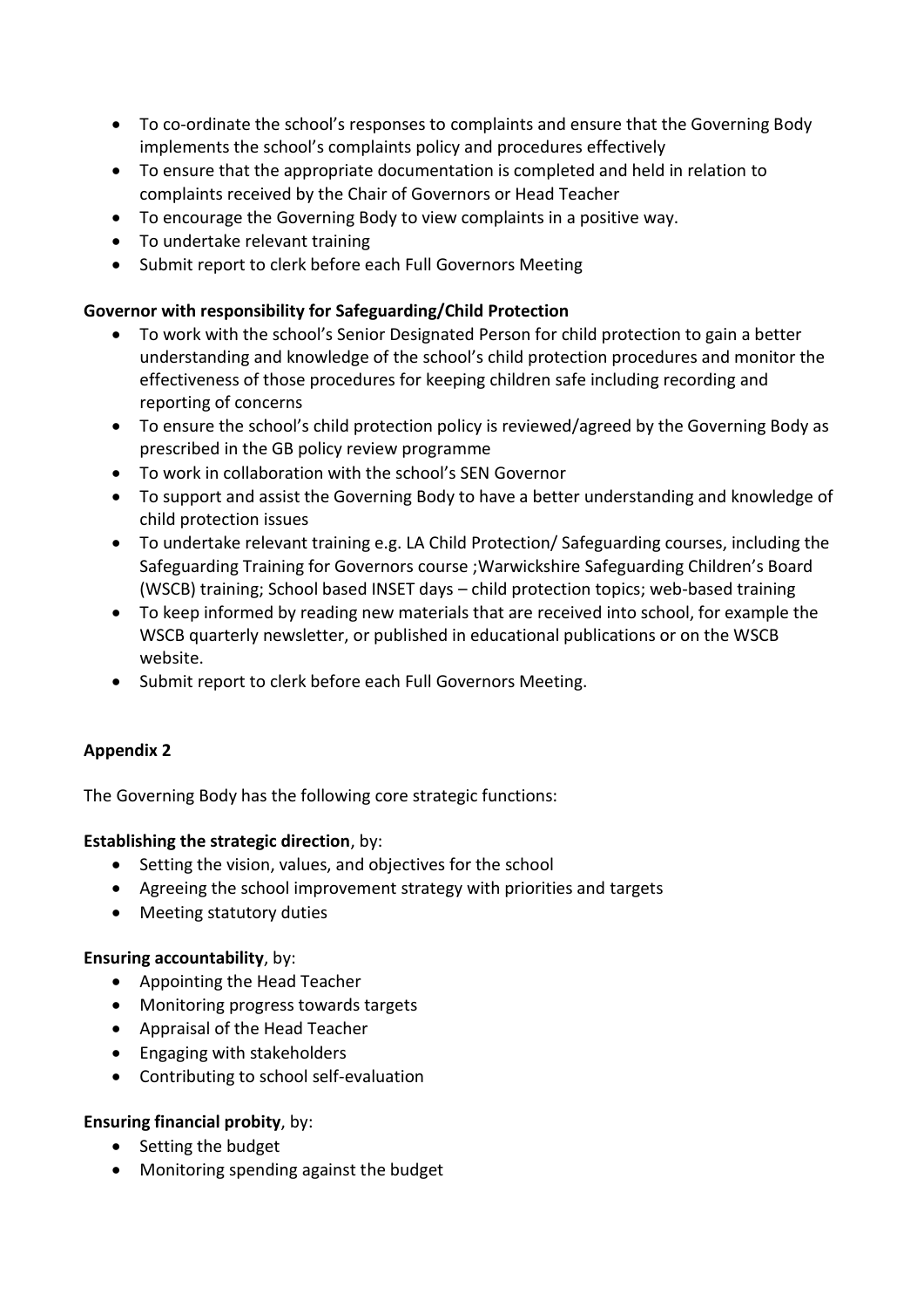- To co-ordinate the school's responses to complaints and ensure that the Governing Body implements the school's complaints policy and procedures effectively
- To ensure that the appropriate documentation is completed and held in relation to complaints received by the Chair of Governors or Head Teacher
- To encourage the Governing Body to view complaints in a positive way.
- To undertake relevant training
- Submit report to clerk before each Full Governors Meeting

**Governor with responsibility for Safeguarding/Child Protection**

- To work with the school's Senior Designated Person for child protection to gain a better understanding and knowledge of the school's child protection procedures and monitor the effectiveness of those procedures for keeping children safe including recording and reporting of concerns
- To ensure the school's child protection policy is reviewed/agreed by the Governing Body as prescribed in the GB policy review programme
- To work in collaboration with the school's SEN Governor
- To support and assist the Governing Body to have a better understanding and knowledge of child protection issues
- To undertake relevant training e.g. LA Child Protection/ Safeguarding courses, including the Safeguarding Training for Governors course ;Warwickshire Safeguarding Children's Board (WSCB) training; School based INSET days – child protection topics; web-based training
- To keep informed by reading new materials that are received into school, for example the WSCB quarterly newsletter, or published in educational publications or on the WSCB website.
- Submit report to clerk before each Full Governors Meeting.

**Appendix 2**

The Governing Body has the following core strategic functions:

**Establishing the strategic direction**, by:

- Setting the vision, values, and objectives for the school
- Agreeing the school improvement strategy with priorities and targets
- Meeting statutory duties

**Ensuring accountability**, by:

- Appointing the Head Teacher
- Monitoring progress towards targets
- Appraisal of the Head Teacher
- Engaging with stakeholders
- Contributing to school self-evaluation

**Ensuring financial probity**, by:

- Setting the budget
- Monitoring spending against the budget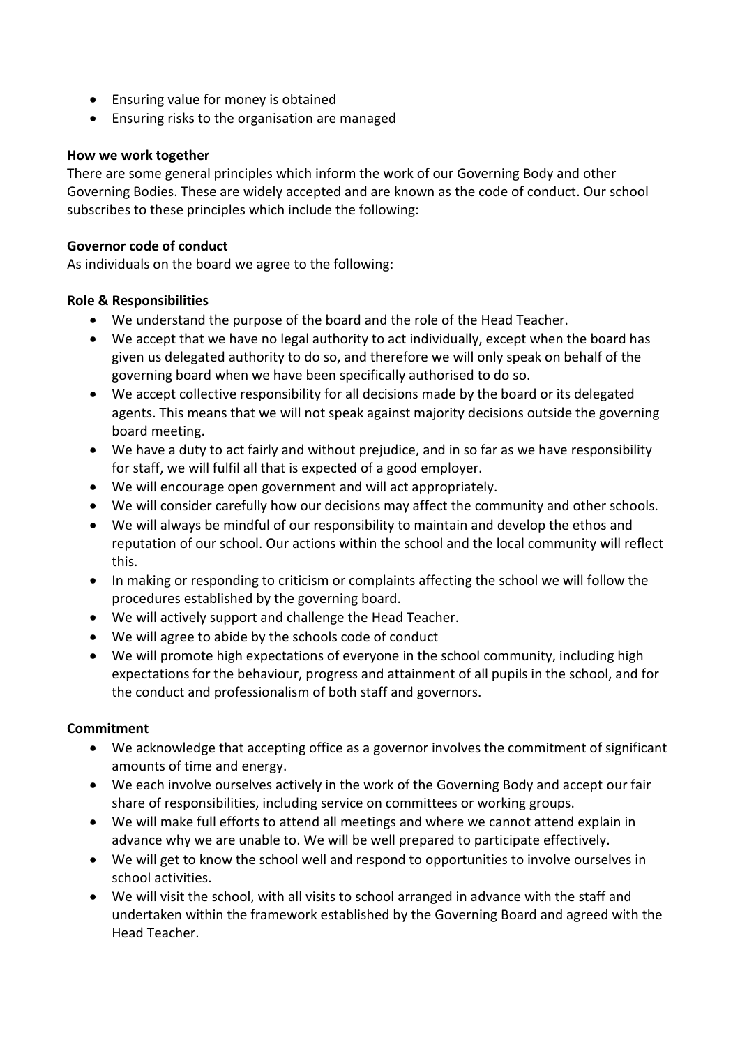- Ensuring value for money is obtained
- Ensuring risks to the organisation are managed

**How we work together**

There are some general principles which inform the work of our Governing Body and other Governing Bodies. These are widely accepted and are known as the code of conduct. Our school subscribes to these principles which include the following:

**Governor code of conduct**

As individuals on the board we agree to the following:

**Role & Responsibilities**

- We understand the purpose of the board and the role of the Head Teacher.
- We accept that we have no legal authority to act individually, except when the board has given us delegated authority to do so, and therefore we will only speak on behalf of the governing board when we have been specifically authorised to do so.
- We accept collective responsibility for all decisions made by the board or its delegated agents. This means that we will not speak against majority decisions outside the governing board meeting.
- We have a duty to act fairly and without prejudice, and in so far as we have responsibility for staff, we will fulfil all that is expected of a good employer.
- We will encourage open government and will act appropriately.
- We will consider carefully how our decisions may affect the community and other schools.
- We will always be mindful of our responsibility to maintain and develop the ethos and reputation of our school. Our actions within the school and the local community will reflect this.
- In making or responding to criticism or complaints affecting the school we will follow the procedures established by the governing board.
- We will actively support and challenge the Head Teacher.
- We will agree to abide by the schools code of conduct
- We will promote high expectations of everyone in the school community, including high expectations for the behaviour, progress and attainment of all pupils in the school, and for the conduct and professionalism of both staff and governors.

**Commitment**

- We acknowledge that accepting office as a governor involves the commitment of significant amounts of time and energy.
- We each involve ourselves actively in the work of the Governing Body and accept our fair share of responsibilities, including service on committees or working groups.
- We will make full efforts to attend all meetings and where we cannot attend explain in advance why we are unable to. We will be well prepared to participate effectively.
- We will get to know the school well and respond to opportunities to involve ourselves in school activities.
- We will visit the school, with all visits to school arranged in advance with the staff and undertaken within the framework established by the Governing Board and agreed with the Head Teacher.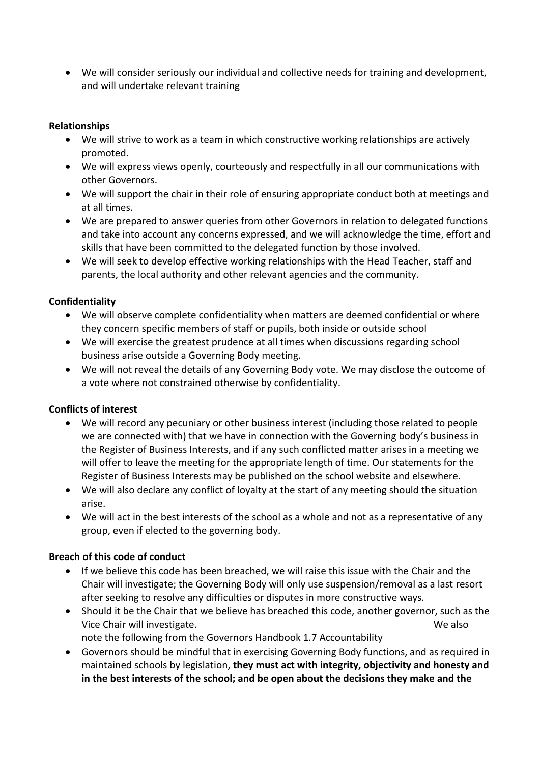- We will consider seriously our individual and collective needs for training and development, and will undertake relevant training

**Relationships**

- We will strive to work as a team in which constructive working relationships are actively promoted.
- We will express views openly, courteously and respectfully in all our communications with other Governors.
- We will support the chair in their role of ensuring appropriate conduct both at meetings and at all times.
- We are prepared to answer queries from other Governors in relation to delegated functions and take into account any concerns expressed, and we will acknowledge the time, effort and skills that have been committed to the delegated function by those involved.
- We will seek to develop effective working relationships with the Head Teacher, staff and parents, the local authority and other relevant agencies and the community.

**Confidentiality**

- We will observe complete confidentiality when matters are deemed confidential or where they concern specific members of staff or pupils, both inside or outside school
- We will exercise the greatest prudence at all times when discussions regarding school business arise outside a Governing Body meeting.
- We will not reveal the details of any Governing Body vote. We may disclose the outcome of a vote where not constrained otherwise by confidentiality.

**Conflicts of interest**

- We will record any pecuniary or other business interest (including those related to people we are connected with) that we have in connection with the Governing body's business in the Register of Business Interests, and if any such conflicted matter arises in a meeting we will offer to leave the meeting for the appropriate length of time. Our statements for the Register of Business Interests may be published on the school website and elsewhere.
- We will also declare any conflict of loyalty at the start of any meeting should the situation arise.
- We will act in the best interests of the school as a whole and not as a representative of any group, even if elected to the governing body.

**Breach of this code of conduct**

- If we believe this code has been breached, we will raise this issue with the Chair and the Chair will investigate; the Governing Body will only use suspension/removal as a last resort after seeking to resolve any difficulties or disputes in more constructive ways.
- Should it be the Chair that we believe has breached this code, another governor, such as the Vice Chair will investigate. We also note the following from the Governors Handbook 1.7 Accountability
- Governors should be mindful that in exercising Governing Body functions, and as required in maintained schools by legislation, **they must act with integrity, objectivity and honesty and in the best interests of the school; and be open about the decisions they make and the**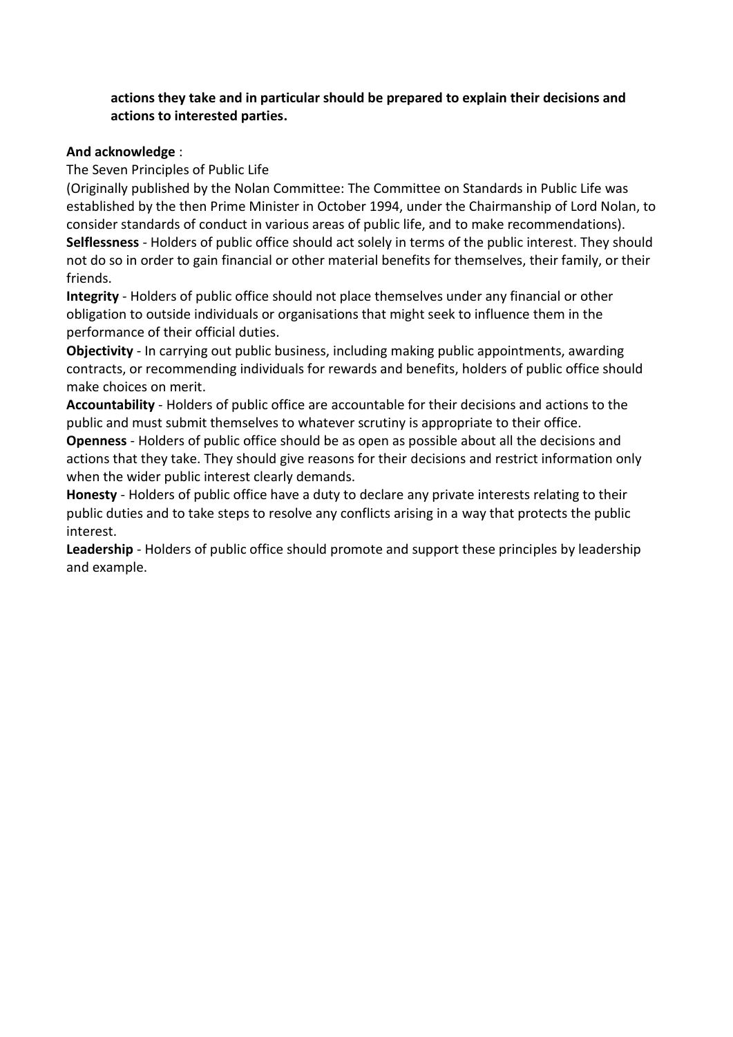**actions they take and in particular should be prepared to explain their decisions and actions to interested parties.**

**And acknowledge** :

The Seven Principles of Public Life

(Originally published by the Nolan Committee: The Committee on Standards in Public Life was established by the then Prime Minister in October 1994, under the Chairmanship of Lord Nolan, to consider standards of conduct in various areas of public life, and to make recommendations).

**Selflessness** - Holders of public office should act solely in terms of the public interest. They should not do so in order to gain financial or other material benefits for themselves, their family, or their friends.

**Integrity** - Holders of public office should not place themselves under any financial or other obligation to outside individuals or organisations that might seek to influence them in the performance of their official duties.

**Objectivity** - In carrying out public business, including making public appointments, awarding contracts, or recommending individuals for rewards and benefits, holders of public office should make choices on merit.

**Accountability** - Holders of public office are accountable for their decisions and actions to the public and must submit themselves to whatever scrutiny is appropriate to their office.

**Openness** - Holders of public office should be as open as possible about all the decisions and actions that they take. They should give reasons for their decisions and restrict information only when the wider public interest clearly demands.

**Honesty** - Holders of public office have a duty to declare any private interests relating to their public duties and to take steps to resolve any conflicts arising in a way that protects the public interest.

**Leadership** - Holders of public office should promote and support these principles by leadership and example.